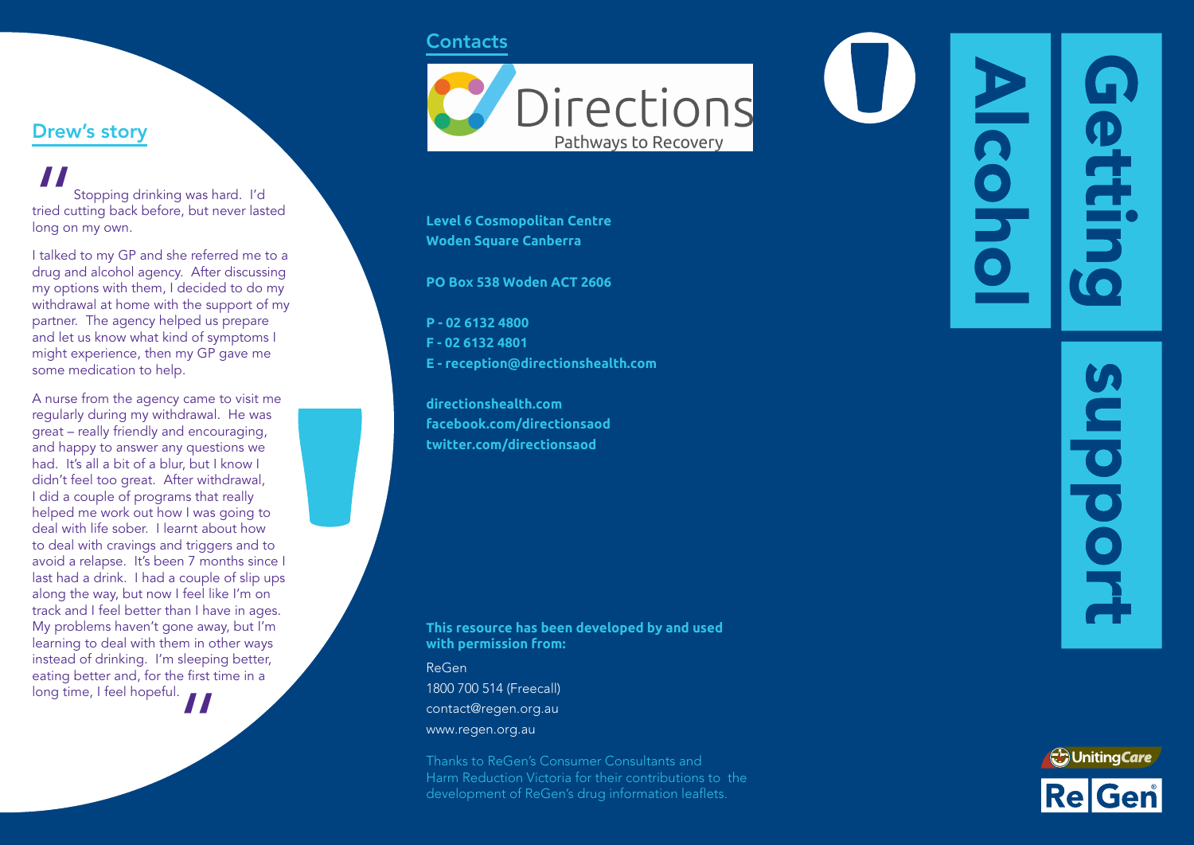## Drew's story

"Stopping drinking was hard. I'd tried cutting back before, but never lasted long on my own.

I talked to my GP and she referred me to a drug and alcohol agency. After discussing my options with them, I decided to do my withdrawal at home with the support of my partner. The agency helped us prepare and let us know what kind of symptoms I might experience, then my GP gave me some medication to help.

A nurse from the agency came to visit me regularly during my withdrawal. He was great – really friendly and encouraging, and happy to answer any questions we had. It's all a bit of a blur, but I know I didn't feel too great. After withdrawal, I did a couple of programs that really helped me work out how I was going to deal with life sober. I learnt about how to deal with cravings and triggers and to avoid a relapse. It's been 7 months since I last had a drink. I had a couple of slip ups along the way, but now I feel like I'm on track and I feel better than I have in ages. My problems haven't gone away, but I'm learning to deal with them in other ways instead of drinking. I'm sleeping better, eating better and, for the first time in a long time, I feel hopeful."

## Contacts

Directions
Pathways to Recovery

**Level 6 Cosmopolitan Centre**
**Woden Square Canberra**

**PO Box 538 Woden ACT 2606**

**P - 02 6132 4800**
**F - 02 6132 4801**
**E - reception@directionshealth.com**

**directionshealth.com**
**facebook.com/directionsaod**
**twitter.com/directionsaod**

**This resource has been developed by and used with permission from:**

ReGen
1800 700 514 (Freecall)
contact@regen.org.au
www.regen.org.au

Thanks to ReGen's Consumer Consultants and Harm Reduction Victoria for their contributions to the development of ReGen's drug information leaflets.

# Alcohol

# Getting support

UnitingCare
ReGen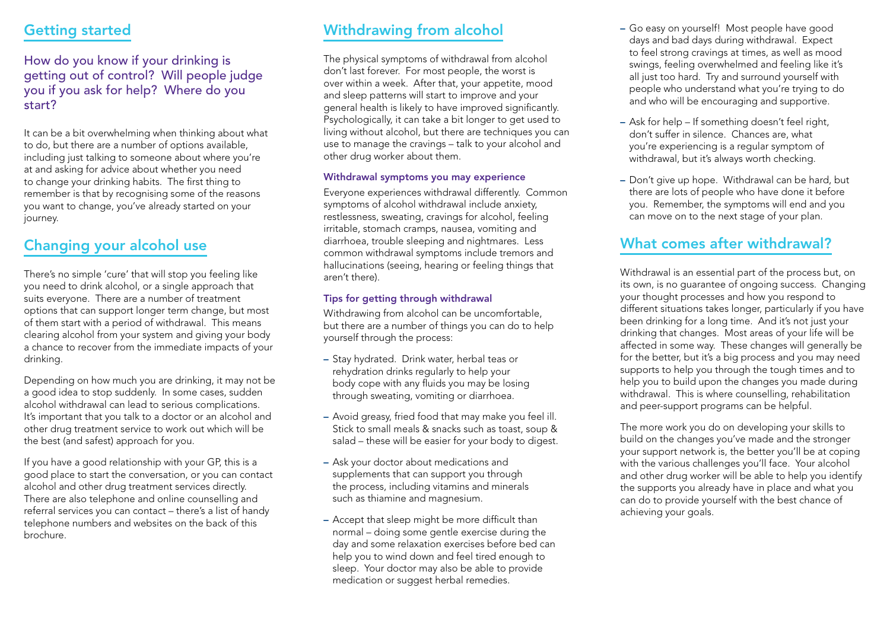## Getting started

### How do you know if your drinking is getting out of control? Will people judge you if you ask for help? Where do you start?

It can be a bit overwhelming when thinking about what to do, but there are a number of options available, including just talking to someone about where you're at and asking for advice about whether you need to change your drinking habits. The first thing to remember is that by recognising some of the reasons you want to change, you've already started on your journey.

## Changing your alcohol use

There's no simple 'cure' that will stop you feeling like you need to drink alcohol, or a single approach that suits everyone. There are a number of treatment options that can support longer term change, but most of them start with a period of withdrawal. This means clearing alcohol from your system and giving your body a chance to recover from the immediate impacts of your drinking.

Depending on how much you are drinking, it may not be a good idea to stop suddenly. In some cases, sudden alcohol withdrawal can lead to serious complications. It's important that you talk to a doctor or an alcohol and other drug treatment service to work out which will be the best (and safest) approach for you.

If you have a good relationship with your GP, this is a good place to start the conversation, or you can contact alcohol and other drug treatment services directly. There are also telephone and online counselling and referral services you can contact – there's a list of handy telephone numbers and websites on the back of this brochure.

## Withdrawing from alcohol

The physical symptoms of withdrawal from alcohol don't last forever. For most people, the worst is over within a week. After that, your appetite, mood and sleep patterns will start to improve and your general health is likely to have improved significantly. Psychologically, it can take a bit longer to get used to living without alcohol, but there are techniques you can use to manage the cravings – talk to your alcohol and other drug worker about them.

### Withdrawal symptoms you may experience

Everyone experiences withdrawal differently. Common symptoms of alcohol withdrawal include anxiety, restlessness, sweating, cravings for alcohol, feeling irritable, stomach cramps, nausea, vomiting and diarrhoea, trouble sleeping and nightmares. Less common withdrawal symptoms include tremors and hallucinations (seeing, hearing or feeling things that aren't there).

### Tips for getting through withdrawal

Withdrawing from alcohol can be uncomfortable, but there are a number of things you can do to help yourself through the process:

- Stay hydrated. Drink water, herbal teas or rehydration drinks regularly to help your body cope with any fluids you may be losing through sweating, vomiting or diarrhoea.
- Avoid greasy, fried food that may make you feel ill. Stick to small meals & snacks such as toast, soup & salad – these will be easier for your body to digest.
- Ask your doctor about medications and supplements that can support you through the process, including vitamins and minerals such as thiamine and magnesium.
- Accept that sleep might be more difficult than normal – doing some gentle exercise during the day and some relaxation exercises before bed can help you to wind down and feel tired enough to sleep. Your doctor may also be able to provide medication or suggest herbal remedies.
- Go easy on yourself! Most people have good days and bad days during withdrawal. Expect to feel strong cravings at times, as well as mood swings, feeling overwhelmed and feeling like it's all just too hard. Try and surround yourself with people who understand what you're trying to do and who will be encouraging and supportive.
- Ask for help – If something doesn't feel right, don't suffer in silence. Chances are, what you're experiencing is a regular symptom of withdrawal, but it's always worth checking.
- Don't give up hope. Withdrawal can be hard, but there are lots of people who have done it before you. Remember, the symptoms will end and you can move on to the next stage of your plan.

## What comes after withdrawal?

Withdrawal is an essential part of the process but, on its own, is no guarantee of ongoing success. Changing your thought processes and how you respond to different situations takes longer, particularly if you have been drinking for a long time. And it's not just your drinking that changes. Most areas of your life will be affected in some way. These changes will generally be for the better, but it's a big process and you may need supports to help you through the tough times and to help you to build upon the changes you made during withdrawal. This is where counselling, rehabilitation and peer-support programs can be helpful.

The more work you do on developing your skills to build on the changes you've made and the stronger your support network is, the better you'll be at coping with the various challenges you'll face. Your alcohol and other drug worker will be able to help you identify the supports you already have in place and what you can do to provide yourself with the best chance of achieving your goals.